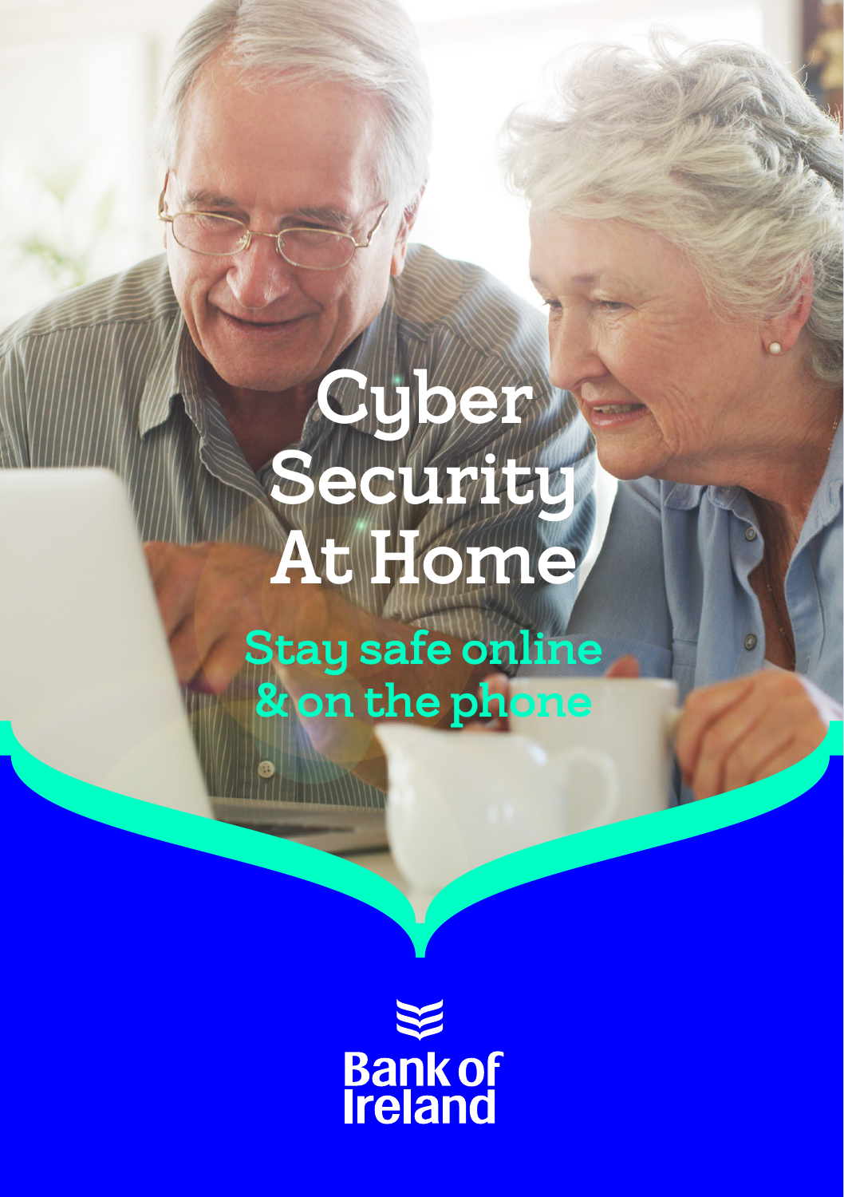# Cyber Security At Home

## Stay safe online & on the phone

Bank of Ireland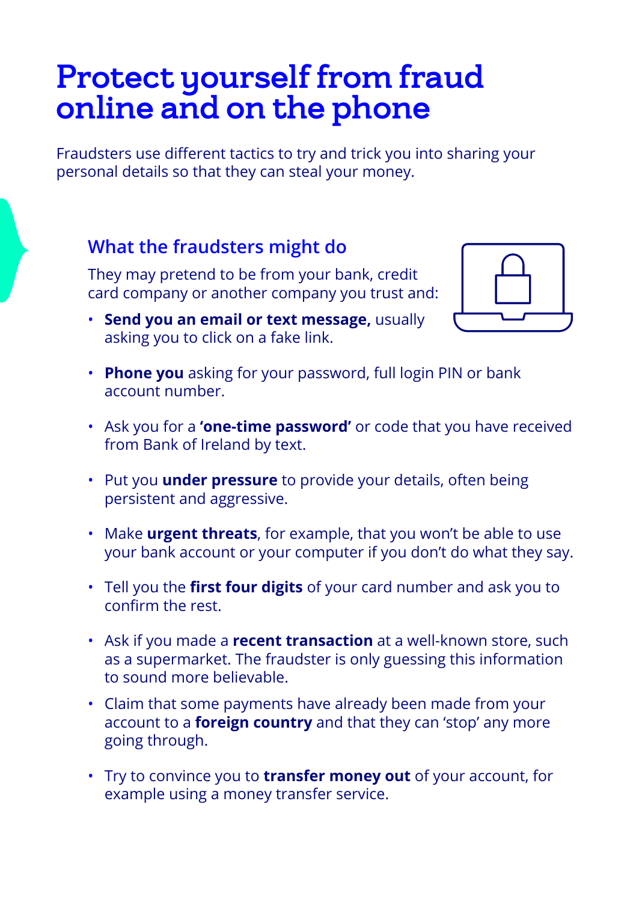# Protect yourself from fraud online and on the phone

Fraudsters use different tactics to try and trick you into sharing your personal details so that they can steal your money.

## What the fraudsters might do

They may pretend to be from your bank, credit card company or another company you trust and:

- **Send you an email or text message,** usually asking you to click on a fake link.
- **Phone you** asking for your password, full login PIN or bank account number.
- Ask you for a **'one-time password'** or code that you have received from Bank of Ireland by text.
- Put you **under pressure** to provide your details, often being persistent and aggressive.
- Make **urgent threats**, for example, that you won't be able to use your bank account or your computer if you don't do what they say.
- Tell you the **first four digits** of your card number and ask you to confirm the rest.
- Ask if you made a **recent transaction** at a well-known store, such as a supermarket. The fraudster is only guessing this information to sound more believable.
- Claim that some payments have already been made from your account to a **foreign country** and that they can 'stop' any more going through.
- Try to convince you to **transfer money out** of your account, for example using a money transfer service.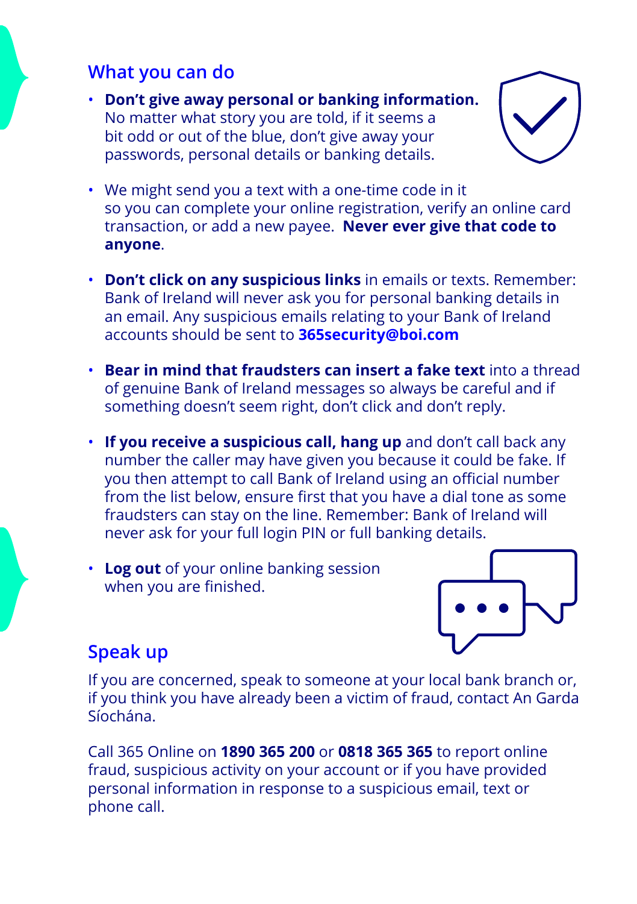## What you can do

- **Don't give away personal or banking information.** No matter what story you are told, if it seems a bit odd or out of the blue, don't give away your passwords, personal details or banking details.

- We might send you a text with a one-time code in it so you can complete your online registration, verify an online card transaction, or add a new payee. **Never ever give that code to anyone**.

- **Don't click on any suspicious links** in emails or texts. Remember: Bank of Ireland will never ask you for personal banking details in an email. Any suspicious emails relating to your Bank of Ireland accounts should be sent to **365security@boi.com**

- **Bear in mind that fraudsters can insert a fake text** into a thread of genuine Bank of Ireland messages so always be careful and if something doesn't seem right, don't click and don't reply.

- **If you receive a suspicious call, hang up** and don't call back any number the caller may have given you because it could be fake. If you then attempt to call Bank of Ireland using an official number from the list below, ensure first that you have a dial tone as some fraudsters can stay on the line. Remember: Bank of Ireland will never ask for your full login PIN or full banking details.

- **Log out** of your online banking session when you are finished.

## Speak up

If you are concerned, speak to someone at your local bank branch or, if you think you have already been a victim of fraud, contact An Garda Síochána.

Call 365 Online on **1890 365 200** or **0818 365 365** to report online fraud, suspicious activity on your account or if you have provided personal information in response to a suspicious email, text or phone call.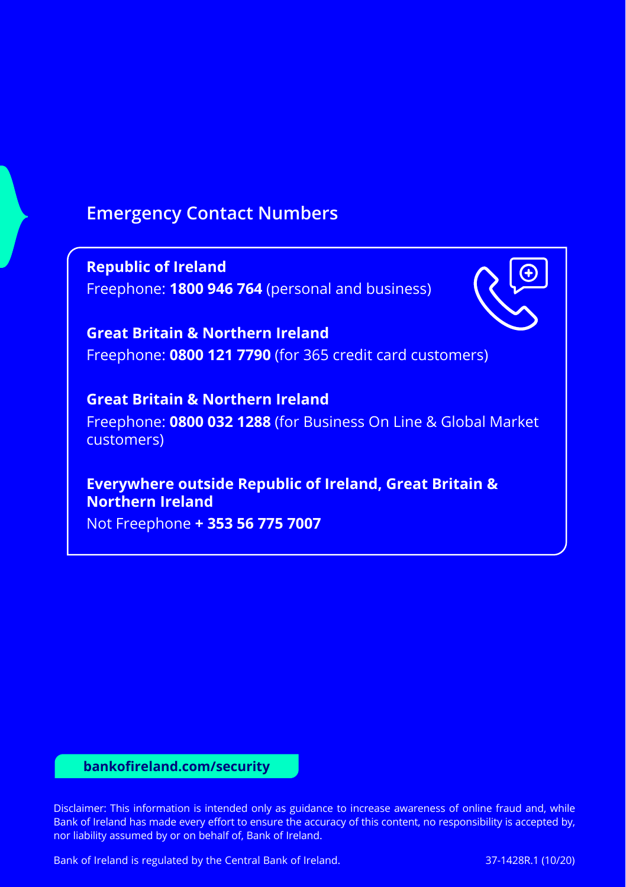## Emergency Contact Numbers

**Republic of Ireland**
Freephone: **1800 946 764** (personal and business)

**Great Britain & Northern Ireland**
Freephone: **0800 121 7790** (for 365 credit card customers)

**Great Britain & Northern Ireland**
Freephone: **0800 032 1288** (for Business On Line & Global Market customers)

**Everywhere outside Republic of Ireland, Great Britain & Northern Ireland**
Not Freephone **+ 353 56 775 7007**

**bankofireland.com/security**

Disclaimer: This information is intended only as guidance to increase awareness of online fraud and, while Bank of Ireland has made every effort to ensure the accuracy of this content, no responsibility is accepted by, nor liability assumed by or on behalf of, Bank of Ireland.

Bank of Ireland is regulated by the Central Bank of Ireland.

37-1428R.1 (10/20)